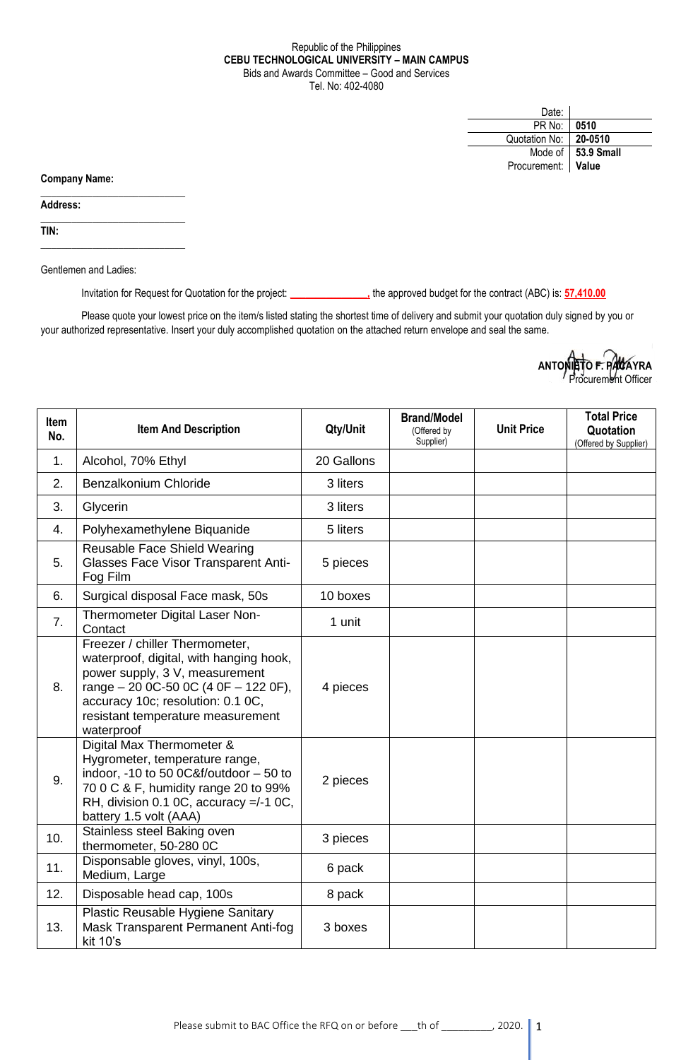Republic of the Philippines
**CEBU TECHNOLOGICAL UNIVERSITY – MAIN CAMPUS**
Bids and Awards Committee – Good and Services
Tel. No: 402-4080

| | |
|---|---|
| Date: | |
| PR No: | **0510** |
| Quotation No: | **20-0510** |
| Mode of Procurement: | **53.9 Small Value** |

**Company Name:** ___________________________

**Address:** ___________________________

**TIN:** ___________________________

Gentlemen and Ladies:

Invitation for Request for Quotation for the project: ______________, the approved budget for the contract (ABC) is: **57,410.00**

Please quote your lowest price on the item/s listed stating the shortest time of delivery and submit your quotation duly signed by you or your authorized representative. Insert your duly accomplished quotation on the attached return envelope and seal the same.

**ANTONIETO F. PAGAYRA**
Procurement Officer

| Item No. | Item And Description | Qty/Unit | Brand/Model (Offered by Supplier) | Unit Price | Total Price Quotation (Offered by Supplier) |
|---|---|---|---|---|---|
| 1. | Alcohol, 70% Ethyl | 20 Gallons | | | |
| 2. | Benzalkonium Chloride | 3 liters | | | |
| 3. | Glycerin | 3 liters | | | |
| 4. | Polyhexamethylene Biquanide | 5 liters | | | |
| 5. | Reusable Face Shield Wearing Glasses Face Visor Transparent Anti-Fog Film | 5 pieces | | | |
| 6. | Surgical disposal Face mask, 50s | 10 boxes | | | |
| 7. | Thermometer Digital Laser Non-Contact | 1 unit | | | |
| 8. | Freezer / chiller Thermometer, waterproof, digital, with hanging hook, power supply, 3 V, measurement range – 20 0C-50 0C (4 0F – 122 0F), accuracy 10c; resolution: 0.1 0C, resistant temperature measurement waterproof | 4 pieces | | | |
| 9. | Digital Max Thermometer & Hygrometer, temperature range, indoor, -10 to 50 0C&f/outdoor – 50 to 70 0 C & F, humidity range 20 to 99% RH, division 0.1 0C, accuracy =/-1 0C, battery 1.5 volt (AAA) | 2 pieces | | | |
| 10. | Stainless steel Baking oven thermometer, 50-280 0C | 3 pieces | | | |
| 11. | Disponsable gloves, vinyl, 100s, Medium, Large | 6 pack | | | |
| 12. | Disposable head cap, 100s | 8 pack | | | |
| 13. | Plastic Reusable Hygiene Sanitary Mask Transparent Permanent Anti-fog kit 10's | 3 boxes | | | |

Please submit to BAC Office the RFQ on or before ___th of _________, 2020.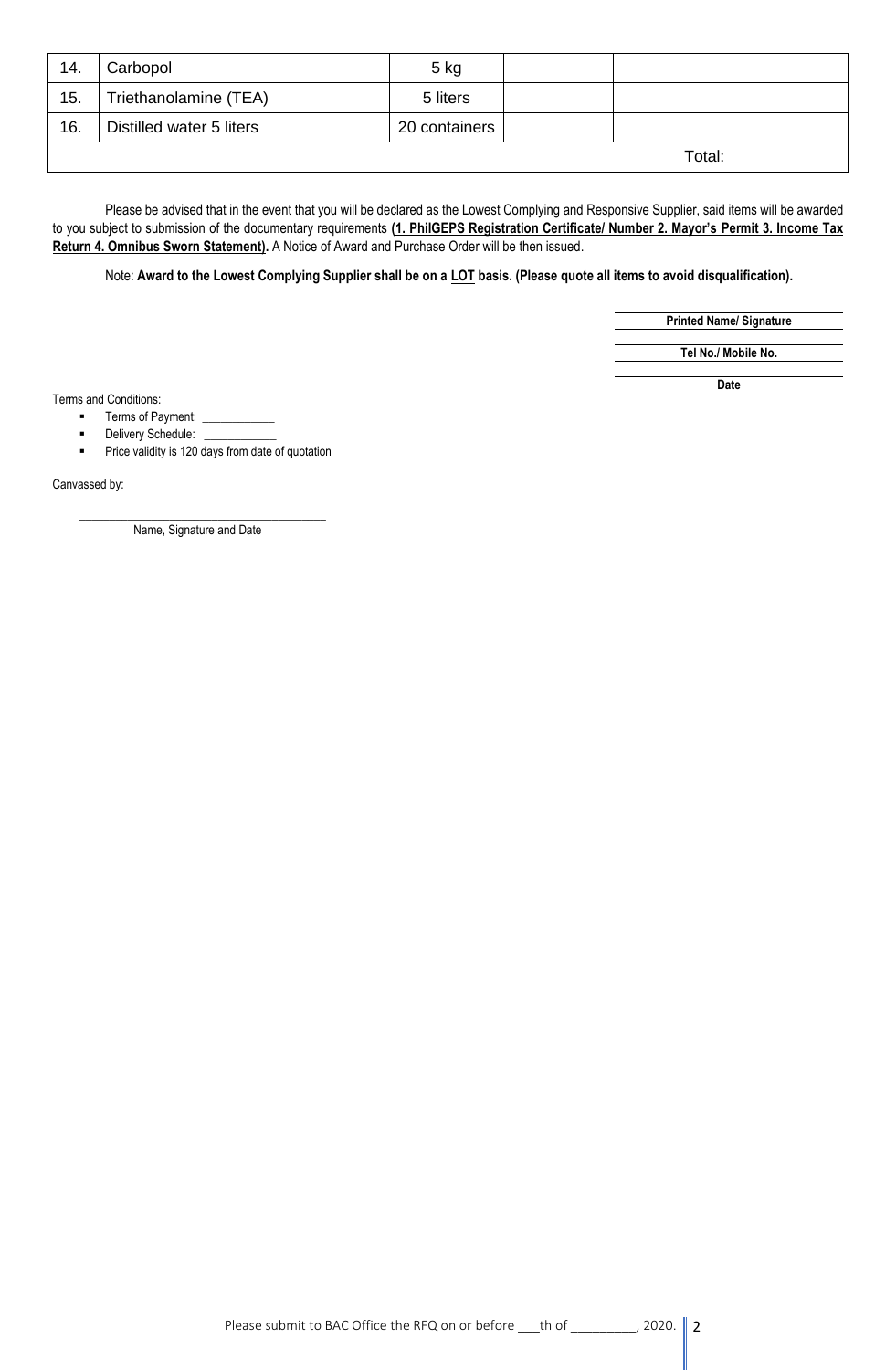| | | | | | |
|---|---|---|---|---|---|
| 14. | Carbopol | 5 kg | | | |
| 15. | Triethanolamine (TEA) | 5 liters | | | |
| 16. | Distilled water 5 liters | 20 containers | | | |
| | | | | Total: | |

Please be advised that in the event that you will be declared as the Lowest Complying and Responsive Supplier, said items will be awarded to you subject to submission of the documentary requirements **(1. PhilGEPS Registration Certificate/ Number 2. Mayor's Permit 3. Income Tax Return 4. Omnibus Sworn Statement).** A Notice of Award and Purchase Order will be then issued.

Note: **Award to the Lowest Complying Supplier shall be on a LOT basis. (Please quote all items to avoid disqualification).**

**Printed Name/ Signature**

**Tel No./ Mobile No.**

**Date**

Terms and Conditions:

- Terms of Payment: ____________
- Delivery Schedule: ____________
- Price validity is 120 days from date of quotation

Canvassed by:

_______________________________________
Name, Signature and Date

Please submit to BAC Office the RFQ on or before ___th of _________, 2020.